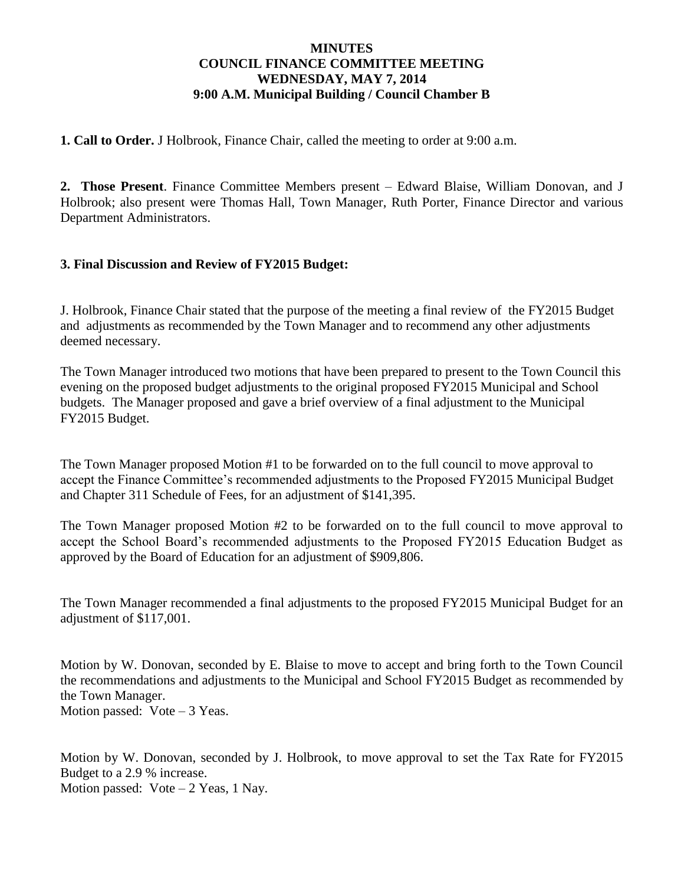**MINUTES**
**COUNCIL FINANCE COMMITTEE MEETING**
**WEDNESDAY, MAY 7, 2014**
**9:00 A.M. Municipal Building / Council Chamber B**

**1. Call to Order.** J Holbrook, Finance Chair, called the meeting to order at 9:00 a.m.

**2. Those Present**. Finance Committee Members present – Edward Blaise, William Donovan, and J Holbrook; also present were Thomas Hall, Town Manager, Ruth Porter, Finance Director and various Department Administrators.

**3. Final Discussion and Review of FY2015 Budget:**

J. Holbrook, Finance Chair stated that the purpose of the meeting a final review of the FY2015 Budget and adjustments as recommended by the Town Manager and to recommend any other adjustments deemed necessary.

The Town Manager introduced two motions that have been prepared to present to the Town Council this evening on the proposed budget adjustments to the original proposed FY2015 Municipal and School budgets. The Manager proposed and gave a brief overview of a final adjustment to the Municipal FY2015 Budget.

The Town Manager proposed Motion #1 to be forwarded on to the full council to move approval to accept the Finance Committee's recommended adjustments to the Proposed FY2015 Municipal Budget and Chapter 311 Schedule of Fees, for an adjustment of $141,395.

The Town Manager proposed Motion #2 to be forwarded on to the full council to move approval to accept the School Board's recommended adjustments to the Proposed FY2015 Education Budget as approved by the Board of Education for an adjustment of $909,806.

The Town Manager recommended a final adjustments to the proposed FY2015 Municipal Budget for an adjustment of $117,001.

Motion by W. Donovan, seconded by E. Blaise to move to accept and bring forth to the Town Council the recommendations and adjustments to the Municipal and School FY2015 Budget as recommended by the Town Manager.
Motion passed: Vote – 3 Yeas.

Motion by W. Donovan, seconded by J. Holbrook, to move approval to set the Tax Rate for FY2015 Budget to a 2.9 % increase.
Motion passed: Vote – 2 Yeas, 1 Nay.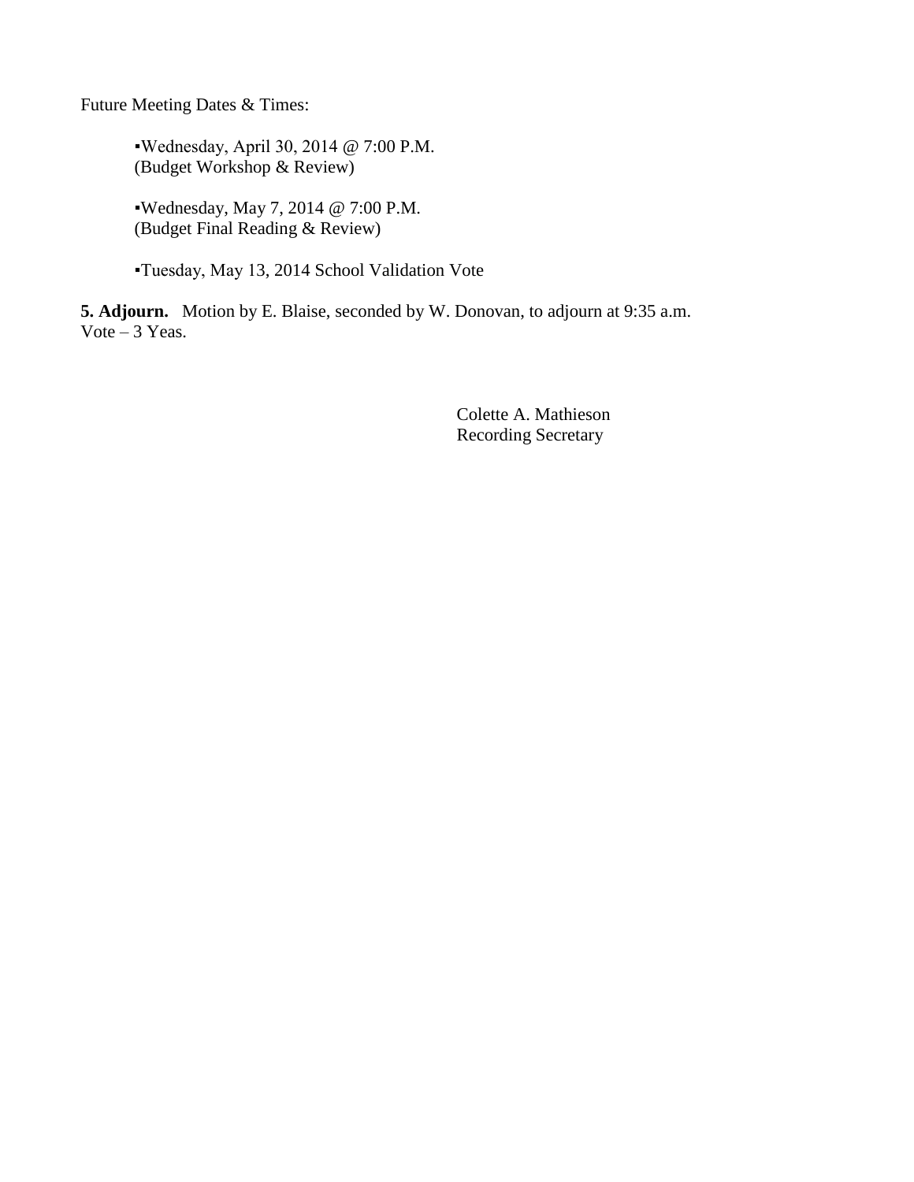Future Meeting Dates & Times:

- Wednesday, April 30, 2014 @ 7:00 P.M.
  (Budget Workshop & Review)

- Wednesday, May 7, 2014 @ 7:00 P.M.
  (Budget Final Reading & Review)

- Tuesday, May 13, 2014 School Validation Vote

**5. Adjourn.** Motion by E. Blaise, seconded by W. Donovan, to adjourn at 9:35 a.m.
Vote – 3 Yeas.

Colette A. Mathieson
Recording Secretary